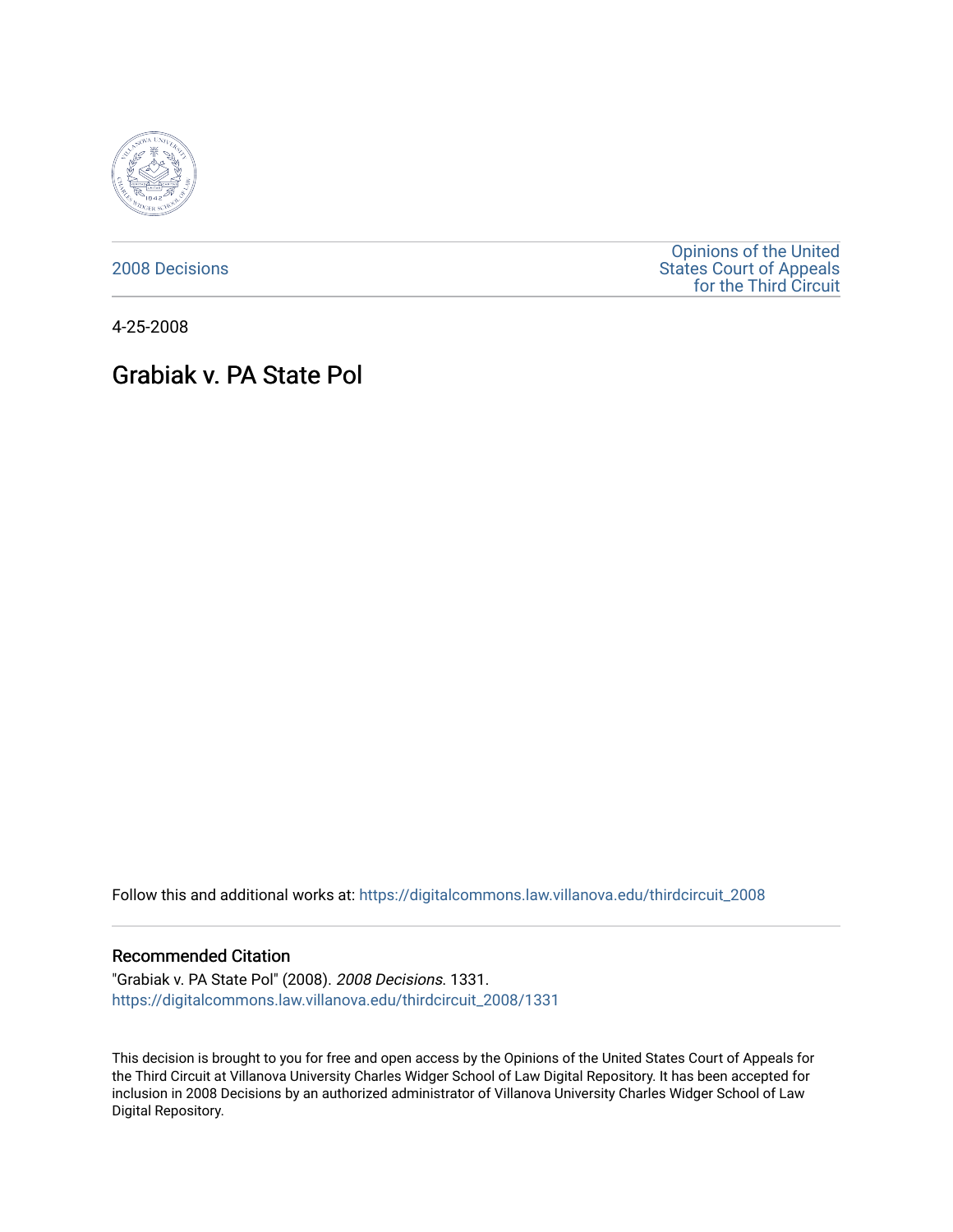2008 Decisions

Opinions of the United States Court of Appeals for the Third Circuit

4-25-2008

# Grabiak v. PA State Pol

Follow this and additional works at: https://digitalcommons.law.villanova.edu/thirdcircuit_2008

## Recommended Citation

"Grabiak v. PA State Pol" (2008). *2008 Decisions*. 1331.
https://digitalcommons.law.villanova.edu/thirdcircuit_2008/1331

This decision is brought to you for free and open access by the Opinions of the United States Court of Appeals for the Third Circuit at Villanova University Charles Widger School of Law Digital Repository. It has been accepted for inclusion in 2008 Decisions by an authorized administrator of Villanova University Charles Widger School of Law Digital Repository.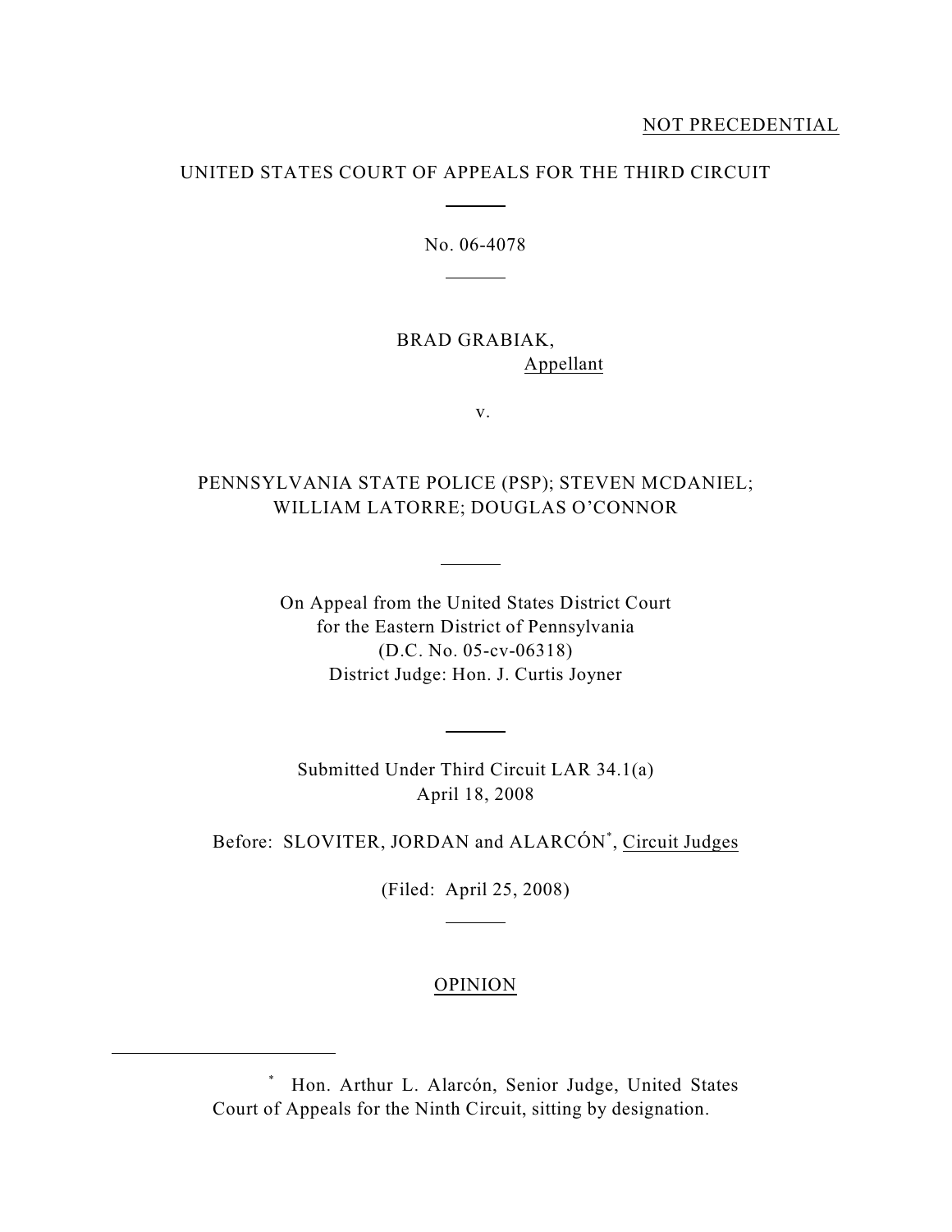NOT PRECEDENTIAL

UNITED STATES COURT OF APPEALS FOR THE THIRD CIRCUIT

No. 06-4078

BRAD GRABIAK,
Appellant

v.

PENNSYLVANIA STATE POLICE (PSP); STEVEN MCDANIEL; WILLIAM LATORRE; DOUGLAS O'CONNOR

On Appeal from the United States District Court
for the Eastern District of Pennsylvania
(D.C. No. 05-cv-06318)
District Judge: Hon. J. Curtis Joyner

Submitted Under Third Circuit LAR 34.1(a)
April 18, 2008

Before: SLOVITER, JORDAN and ALARCÓN[*], Circuit Judges

(Filed: April 25, 2008)

OPINION

[*] Hon. Arthur L. Alarcón, Senior Judge, United States Court of Appeals for the Ninth Circuit, sitting by designation.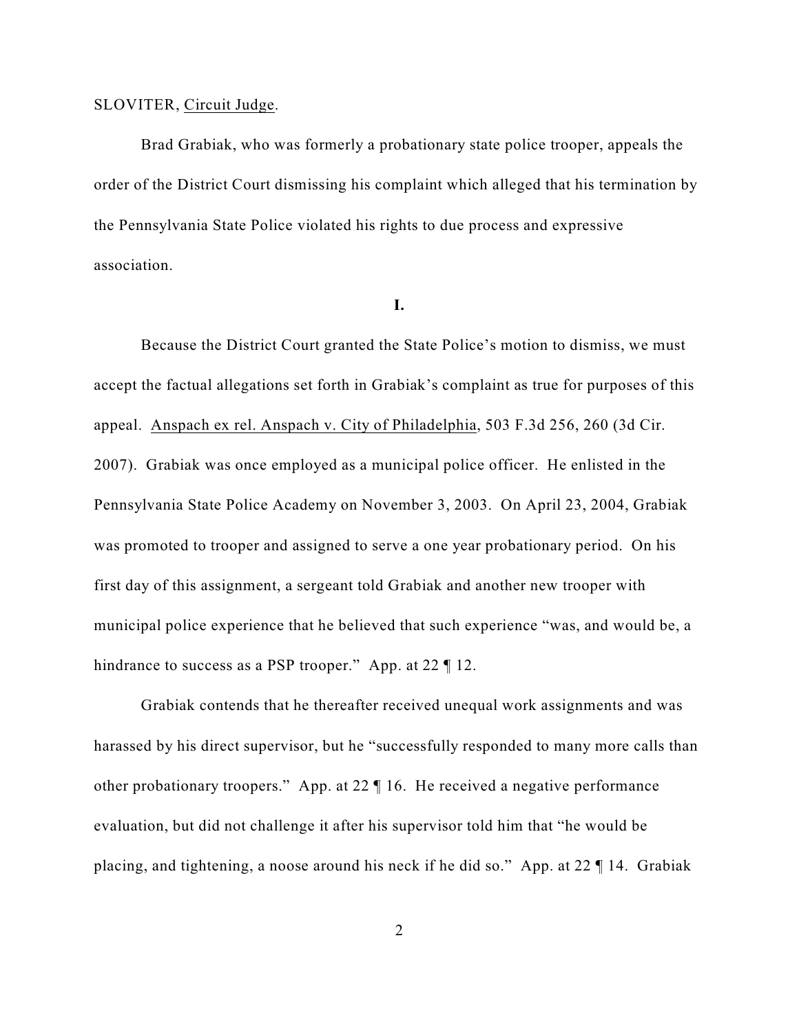SLOVITER, Circuit Judge.

Brad Grabiak, who was formerly a probationary state police trooper, appeals the order of the District Court dismissing his complaint which alleged that his termination by the Pennsylvania State Police violated his rights to due process and expressive association.

**I.**

Because the District Court granted the State Police's motion to dismiss, we must accept the factual allegations set forth in Grabiak's complaint as true for purposes of this appeal. Anspach ex rel. Anspach v. City of Philadelphia, 503 F.3d 256, 260 (3d Cir. 2007). Grabiak was once employed as a municipal police officer. He enlisted in the Pennsylvania State Police Academy on November 3, 2003. On April 23, 2004, Grabiak was promoted to trooper and assigned to serve a one year probationary period. On his first day of this assignment, a sergeant told Grabiak and another new trooper with municipal police experience that he believed that such experience "was, and would be, a hindrance to success as a PSP trooper." App. at 22 ¶ 12.

Grabiak contends that he thereafter received unequal work assignments and was harassed by his direct supervisor, but he "successfully responded to many more calls than other probationary troopers." App. at 22 ¶ 16. He received a negative performance evaluation, but did not challenge it after his supervisor told him that "he would be placing, and tightening, a noose around his neck if he did so." App. at 22 ¶ 14. Grabiak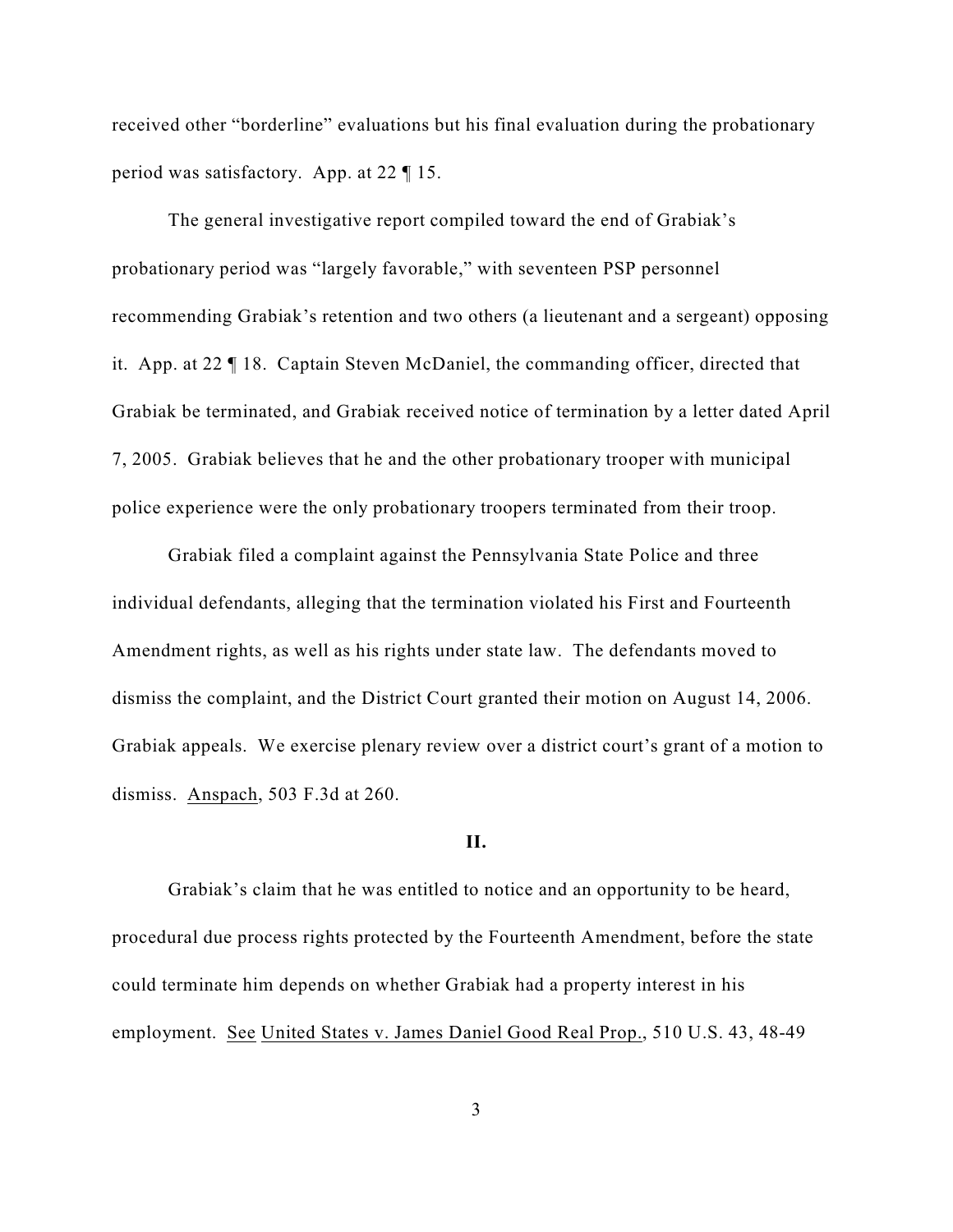received other "borderline" evaluations but his final evaluation during the probationary period was satisfactory. App. at 22 ¶ 15.

The general investigative report compiled toward the end of Grabiak's probationary period was "largely favorable," with seventeen PSP personnel recommending Grabiak's retention and two others (a lieutenant and a sergeant) opposing it. App. at 22 ¶ 18. Captain Steven McDaniel, the commanding officer, directed that Grabiak be terminated, and Grabiak received notice of termination by a letter dated April 7, 2005. Grabiak believes that he and the other probationary trooper with municipal police experience were the only probationary troopers terminated from their troop.

Grabiak filed a complaint against the Pennsylvania State Police and three individual defendants, alleging that the termination violated his First and Fourteenth Amendment rights, as well as his rights under state law. The defendants moved to dismiss the complaint, and the District Court granted their motion on August 14, 2006. Grabiak appeals. We exercise plenary review over a district court's grant of a motion to dismiss. Anspach, 503 F.3d at 260.

## II.

Grabiak's claim that he was entitled to notice and an opportunity to be heard, procedural due process rights protected by the Fourteenth Amendment, before the state could terminate him depends on whether Grabiak had a property interest in his employment. See United States v. James Daniel Good Real Prop., 510 U.S. 43, 48-49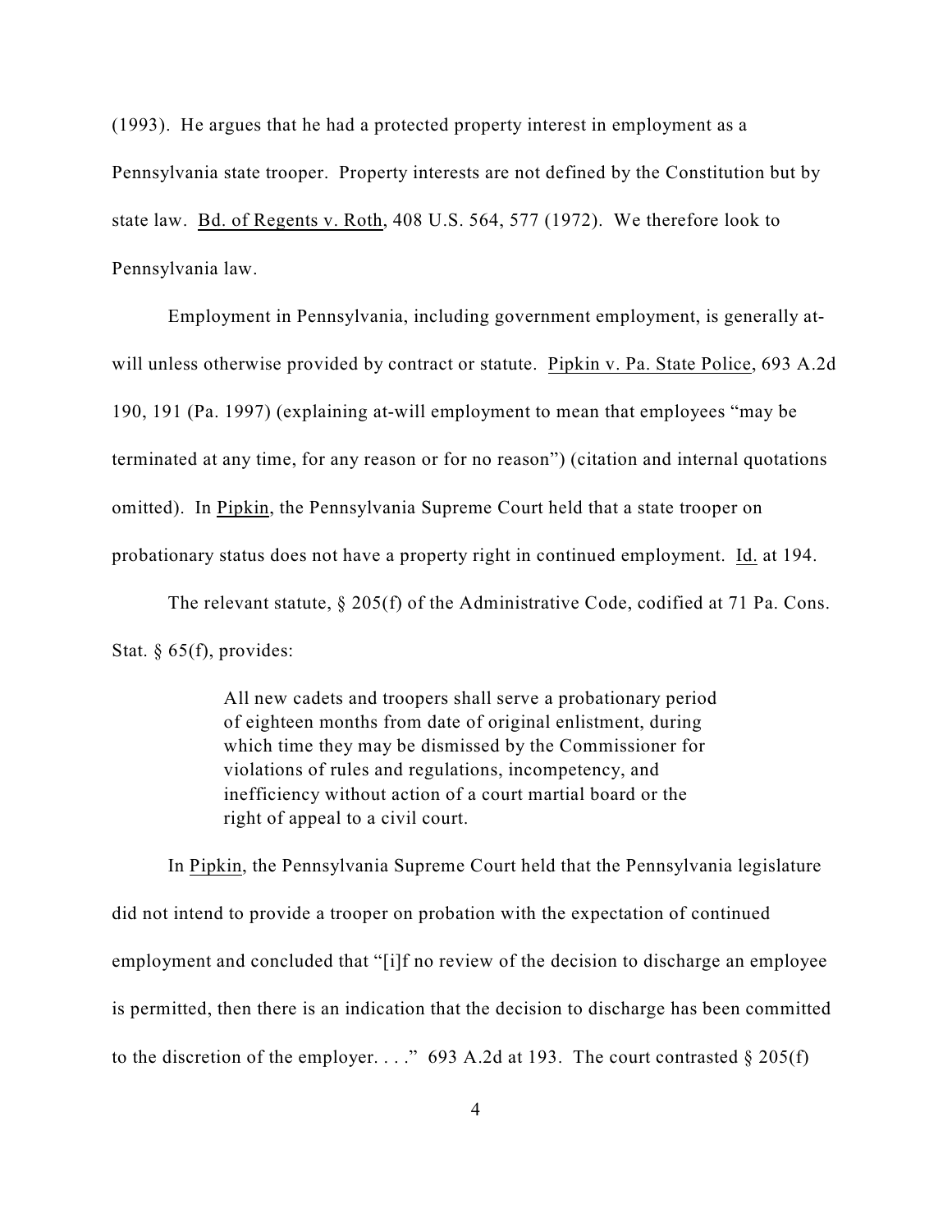(1993). He argues that he had a protected property interest in employment as a Pennsylvania state trooper. Property interests are not defined by the Constitution but by state law. Bd. of Regents v. Roth, 408 U.S. 564, 577 (1972). We therefore look to Pennsylvania law.

Employment in Pennsylvania, including government employment, is generally at-will unless otherwise provided by contract or statute. Pipkin v. Pa. State Police, 693 A.2d 190, 191 (Pa. 1997) (explaining at-will employment to mean that employees "may be terminated at any time, for any reason or for no reason") (citation and internal quotations omitted). In Pipkin, the Pennsylvania Supreme Court held that a state trooper on probationary status does not have a property right in continued employment. Id. at 194.

The relevant statute, § 205(f) of the Administrative Code, codified at 71 Pa. Cons. Stat. § 65(f), provides:

> All new cadets and troopers shall serve a probationary period of eighteen months from date of original enlistment, during which time they may be dismissed by the Commissioner for violations of rules and regulations, incompetency, and inefficiency without action of a court martial board or the right of appeal to a civil court.

In Pipkin, the Pennsylvania Supreme Court held that the Pennsylvania legislature did not intend to provide a trooper on probation with the expectation of continued employment and concluded that "[i]f no review of the decision to discharge an employee is permitted, then there is an indication that the decision to discharge has been committed to the discretion of the employer. . . ." 693 A.2d at 193. The court contrasted § 205(f)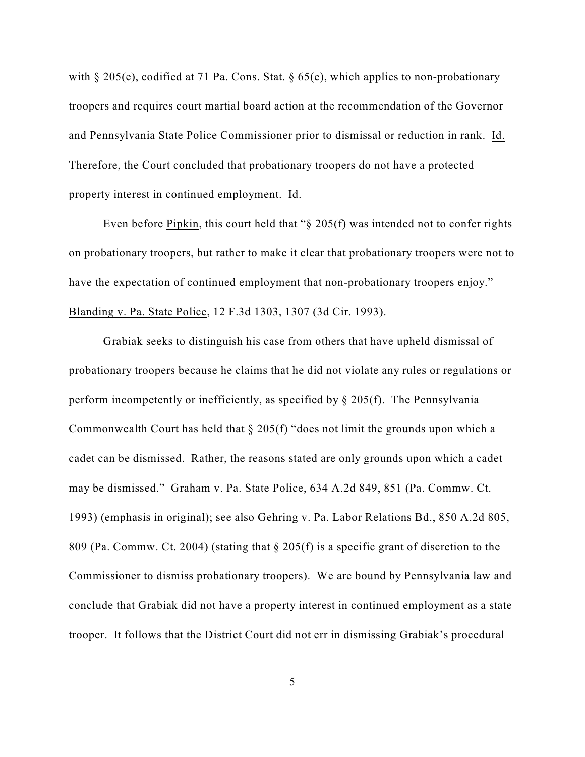with § 205(e), codified at 71 Pa. Cons. Stat. § 65(e), which applies to non-probationary troopers and requires court martial board action at the recommendation of the Governor and Pennsylvania State Police Commissioner prior to dismissal or reduction in rank. Id. Therefore, the Court concluded that probationary troopers do not have a protected property interest in continued employment. Id.

Even before Pipkin, this court held that "§ 205(f) was intended not to confer rights on probationary troopers, but rather to make it clear that probationary troopers were not to have the expectation of continued employment that non-probationary troopers enjoy." Blanding v. Pa. State Police, 12 F.3d 1303, 1307 (3d Cir. 1993).

Grabiak seeks to distinguish his case from others that have upheld dismissal of probationary troopers because he claims that he did not violate any rules or regulations or perform incompetently or inefficiently, as specified by § 205(f). The Pennsylvania Commonwealth Court has held that § 205(f) "does not limit the grounds upon which a cadet can be dismissed. Rather, the reasons stated are only grounds upon which a cadet may be dismissed." Graham v. Pa. State Police, 634 A.2d 849, 851 (Pa. Commw. Ct. 1993) (emphasis in original); see also Gehring v. Pa. Labor Relations Bd., 850 A.2d 805, 809 (Pa. Commw. Ct. 2004) (stating that § 205(f) is a specific grant of discretion to the Commissioner to dismiss probationary troopers). We are bound by Pennsylvania law and conclude that Grabiak did not have a property interest in continued employment as a state trooper. It follows that the District Court did not err in dismissing Grabiak's procedural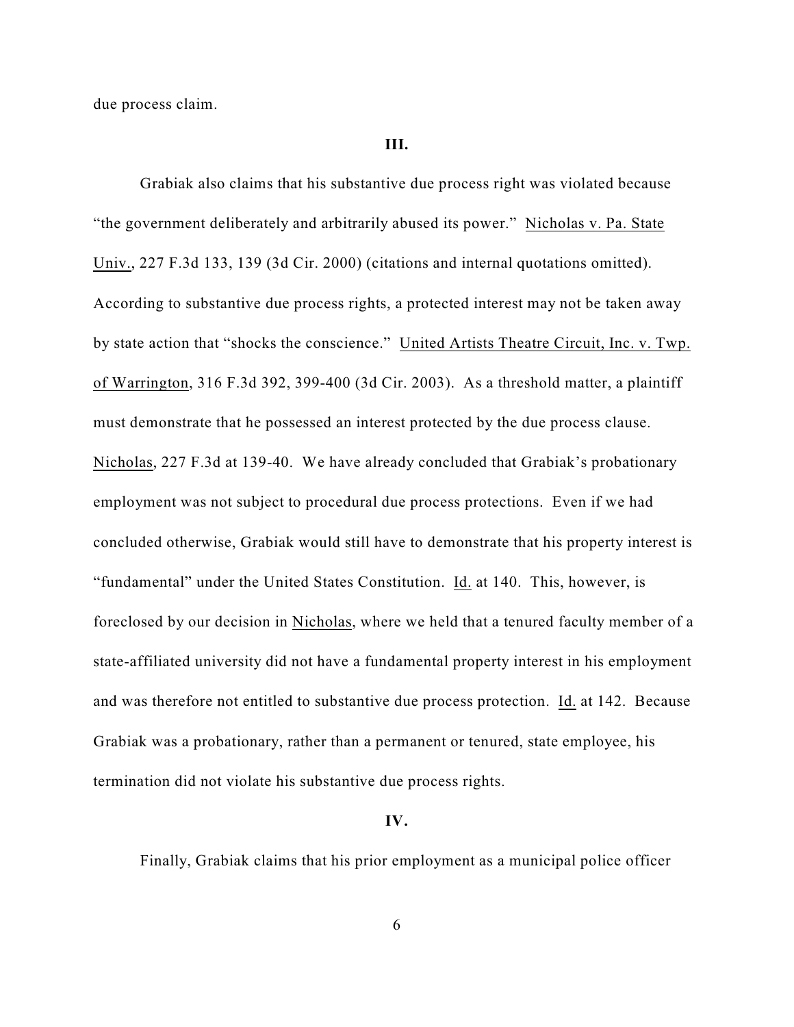due process claim.

**III.**

Grabiak also claims that his substantive due process right was violated because "the government deliberately and arbitrarily abused its power." Nicholas v. Pa. State Univ., 227 F.3d 133, 139 (3d Cir. 2000) (citations and internal quotations omitted). According to substantive due process rights, a protected interest may not be taken away by state action that "shocks the conscience." United Artists Theatre Circuit, Inc. v. Twp. of Warrington, 316 F.3d 392, 399-400 (3d Cir. 2003). As a threshold matter, a plaintiff must demonstrate that he possessed an interest protected by the due process clause. Nicholas, 227 F.3d at 139-40. We have already concluded that Grabiak's probationary employment was not subject to procedural due process protections. Even if we had concluded otherwise, Grabiak would still have to demonstrate that his property interest is "fundamental" under the United States Constitution. Id. at 140. This, however, is foreclosed by our decision in Nicholas, where we held that a tenured faculty member of a state-affiliated university did not have a fundamental property interest in his employment and was therefore not entitled to substantive due process protection. Id. at 142. Because Grabiak was a probationary, rather than a permanent or tenured, state employee, his termination did not violate his substantive due process rights.

**IV.**

Finally, Grabiak claims that his prior employment as a municipal police officer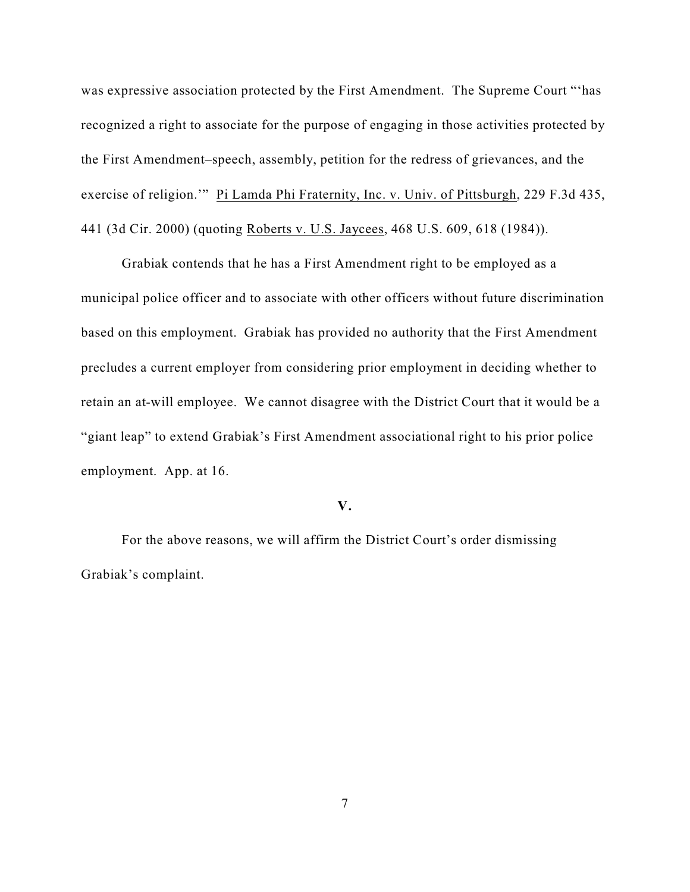was expressive association protected by the First Amendment. The Supreme Court "'has recognized a right to associate for the purpose of engaging in those activities protected by the First Amendment–speech, assembly, petition for the redress of grievances, and the exercise of religion.'" Pi Lamda Phi Fraternity, Inc. v. Univ. of Pittsburgh, 229 F.3d 435, 441 (3d Cir. 2000) (quoting Roberts v. U.S. Jaycees, 468 U.S. 609, 618 (1984)).

Grabiak contends that he has a First Amendment right to be employed as a municipal police officer and to associate with other officers without future discrimination based on this employment. Grabiak has provided no authority that the First Amendment precludes a current employer from considering prior employment in deciding whether to retain an at-will employee. We cannot disagree with the District Court that it would be a "giant leap" to extend Grabiak's First Amendment associational right to his prior police employment. App. at 16.

## V.

For the above reasons, we will affirm the District Court's order dismissing Grabiak's complaint.